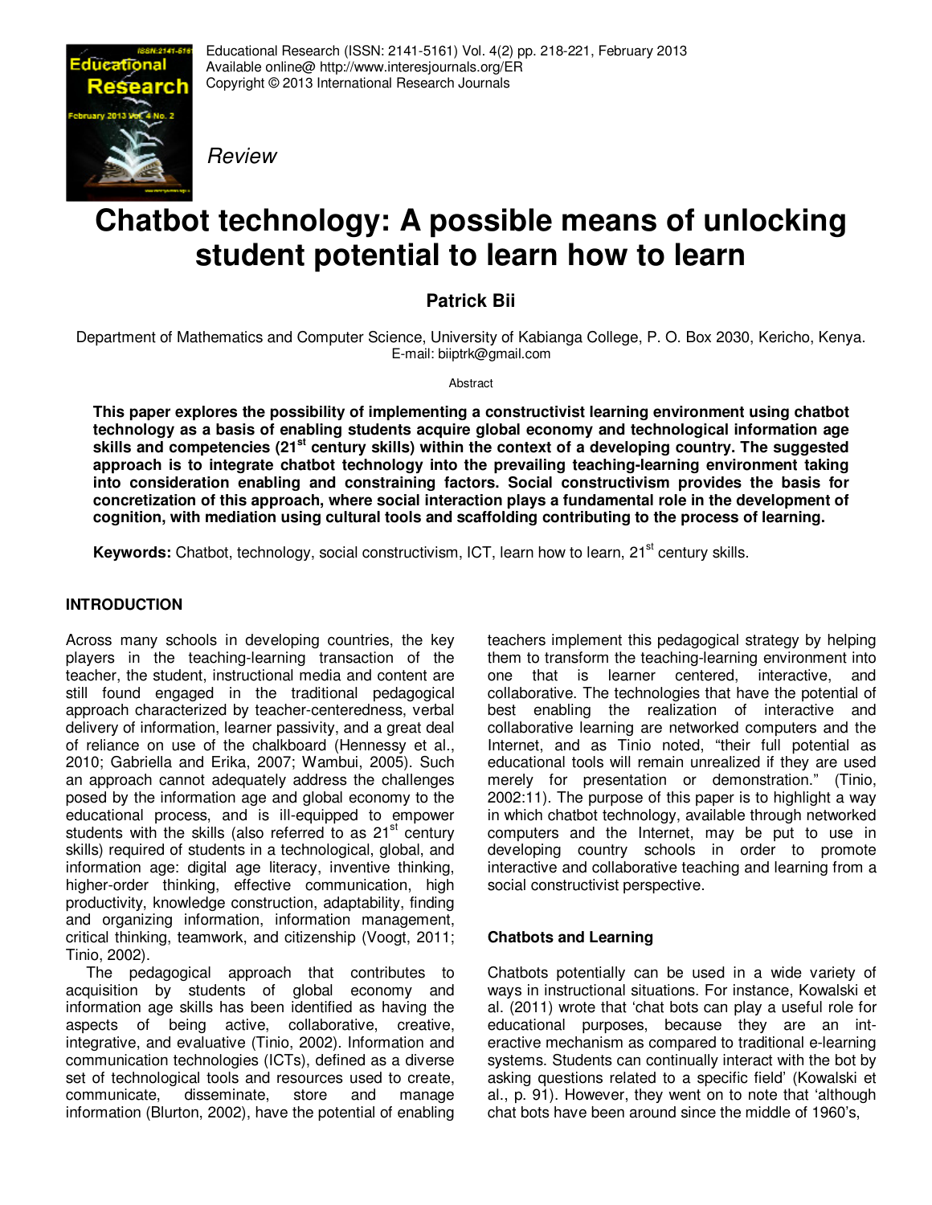*Review*

# Chatbot technology: A possible means of unlocking student potential to learn how to learn

**Patrick Bii**

Department of Mathematics and Computer Science, University of Kabianga College, P. O. Box 2030, Kericho, Kenya.
E-mail: biiptrk@gmail.com

Abstract

**This paper explores the possibility of implementing a constructivist learning environment using chatbot technology as a basis of enabling students acquire global economy and technological information age skills and competencies (21st century skills) within the context of a developing country. The suggested approach is to integrate chatbot technology into the prevailing teaching-learning environment taking into consideration enabling and constraining factors. Social constructivism provides the basis for concretization of this approach, where social interaction plays a fundamental role in the development of cognition, with mediation using cultural tools and scaffolding contributing to the process of learning.**

**Keywords:** Chatbot, technology, social constructivism, ICT, learn how to learn, 21st century skills.

## INTRODUCTION

Across many schools in developing countries, the key players in the teaching-learning transaction of the teacher, the student, instructional media and content are still found engaged in the traditional pedagogical approach characterized by teacher-centeredness, verbal delivery of information, learner passivity, and a great deal of reliance on use of the chalkboard (Hennessy et al., 2010; Gabriella and Erika, 2007; Wambui, 2005). Such an approach cannot adequately address the challenges posed by the information age and global economy to the educational process, and is ill-equipped to empower students with the skills (also referred to as 21st century skills) required of students in a technological, global, and information age: digital age literacy, inventive thinking, higher-order thinking, effective communication, high productivity, knowledge construction, adaptability, finding and organizing information, information management, critical thinking, teamwork, and citizenship (Voogt, 2011; Tinio, 2002).

The pedagogical approach that contributes to acquisition by students of global economy and information age skills has been identified as having the aspects of being active, collaborative, creative, integrative, and evaluative (Tinio, 2002). Information and communication technologies (ICTs), defined as a diverse set of technological tools and resources used to create, communicate, disseminate, store and manage information (Blurton, 2002), have the potential of enabling teachers implement this pedagogical strategy by helping them to transform the teaching-learning environment into one that is learner centered, interactive, and collaborative. The technologies that have the potential of best enabling the realization of interactive and collaborative learning are networked computers and the Internet, and as Tinio noted, "their full potential as educational tools will remain unrealized if they are used merely for presentation or demonstration." (Tinio, 2002:11). The purpose of this paper is to highlight a way in which chatbot technology, available through networked computers and the Internet, may be put to use in developing country schools in order to promote interactive and collaborative teaching and learning from a social constructivist perspective.

### Chatbots and Learning

Chatbots potentially can be used in a wide variety of ways in instructional situations. For instance, Kowalski et al. (2011) wrote that 'chat bots can play a useful role for educational purposes, because they are an interactive mechanism as compared to traditional e-learning systems. Students can continually interact with the bot by asking questions related to a specific field' (Kowalski et al., p. 91). However, they went on to note that 'although chat bots have been around since the middle of 1960's,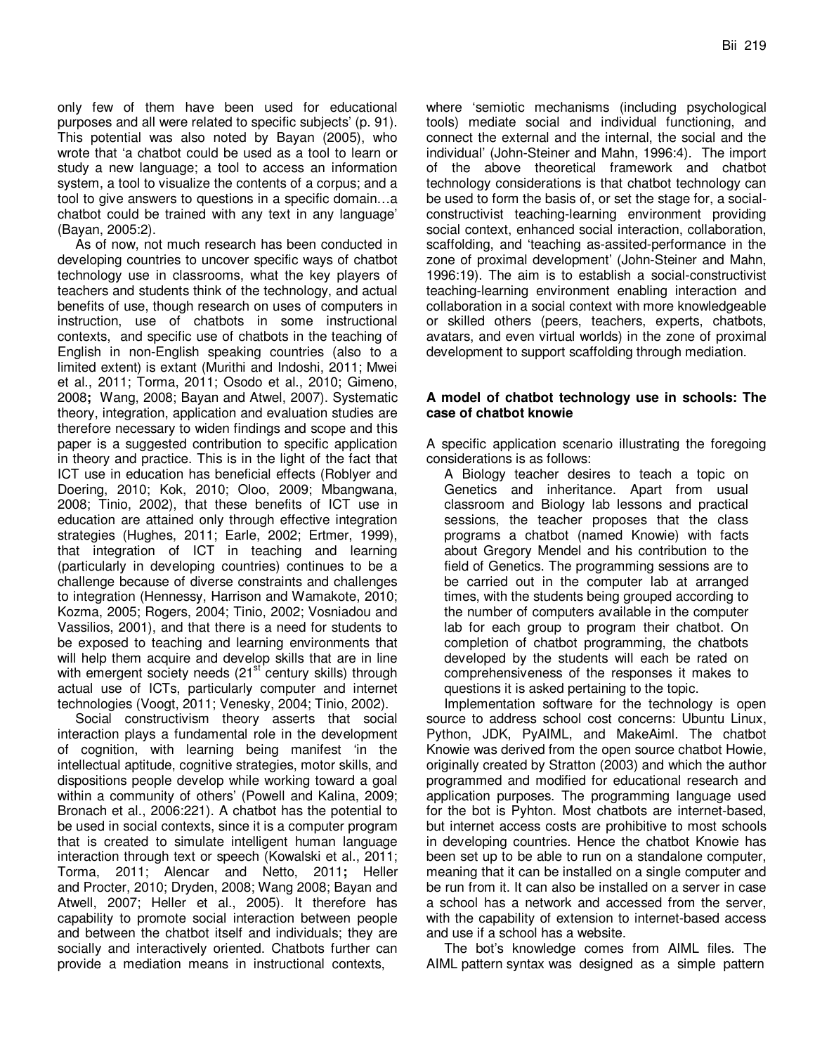only few of them have been used for educational purposes and all were related to specific subjects' (p. 91). This potential was also noted by Bayan (2005), who wrote that 'a chatbot could be used as a tool to learn or study a new language; a tool to access an information system, a tool to visualize the contents of a corpus; and a tool to give answers to questions in a specific domain…a chatbot could be trained with any text in any language' (Bayan, 2005:2).

As of now, not much research has been conducted in developing countries to uncover specific ways of chatbot technology use in classrooms, what the key players of teachers and students think of the technology, and actual benefits of use, though research on uses of computers in instruction, use of chatbots in some instructional contexts, and specific use of chatbots in the teaching of English in non-English speaking countries (also to a limited extent) is extant (Murithi and Indoshi, 2011; Mwei et al., 2011; Torma, 2011; Osodo et al., 2010; Gimeno, 2008; Wang, 2008; Bayan and Atwel, 2007). Systematic theory, integration, application and evaluation studies are therefore necessary to widen findings and scope and this paper is a suggested contribution to specific application in theory and practice. This is in the light of the fact that ICT use in education has beneficial effects (Roblyer and Doering, 2010; Kok, 2010; Oloo, 2009; Mbangwana, 2008; Tinio, 2002), that these benefits of ICT use in education are attained only through effective integration strategies (Hughes, 2011; Earle, 2002; Ertmer, 1999), that integration of ICT in teaching and learning (particularly in developing countries) continues to be a challenge because of diverse constraints and challenges to integration (Hennessy, Harrison and Wamakote, 2010; Kozma, 2005; Rogers, 2004; Tinio, 2002; Vosniadou and Vassilios, 2001), and that there is a need for students to be exposed to teaching and learning environments that will help them acquire and develop skills that are in line with emergent society needs (21st century skills) through actual use of ICTs, particularly computer and internet technologies (Voogt, 2011; Venesky, 2004; Tinio, 2002).

Social constructivism theory asserts that social interaction plays a fundamental role in the development of cognition, with learning being manifest 'in the intellectual aptitude, cognitive strategies, motor skills, and dispositions people develop while working toward a goal within a community of others' (Powell and Kalina, 2009; Bronach et al., 2006:221). A chatbot has the potential to be used in social contexts, since it is a computer program that is created to simulate intelligent human language interaction through text or speech (Kowalski et al., 2011; Torma, 2011; Alencar and Netto, 2011; Heller and Procter, 2010; Dryden, 2008; Wang 2008; Bayan and Atwell, 2007; Heller et al., 2005). It therefore has capability to promote social interaction between people and between the chatbot itself and individuals; they are socially and interactively oriented. Chatbots further can provide a mediation means in instructional contexts, where 'semiotic mechanisms (including psychological tools) mediate social and individual functioning, and connect the external and the internal, the social and the individual' (John-Steiner and Mahn, 1996:4). The import of the above theoretical framework and chatbot technology considerations is that chatbot technology can be used to form the basis of, or set the stage for, a social-constructivist teaching-learning environment providing social context, enhanced social interaction, collaboration, scaffolding, and 'teaching as-assited-performance in the zone of proximal development' (John-Steiner and Mahn, 1996:19). The aim is to establish a social-constructivist teaching-learning environment enabling interaction and collaboration in a social context with more knowledgeable or skilled others (peers, teachers, experts, chatbots, avatars, and even virtual worlds) in the zone of proximal development to support scaffolding through mediation.

### A model of chatbot technology use in schools: The case of chatbot knowie

A specific application scenario illustrating the foregoing considerations is as follows:

> A Biology teacher desires to teach a topic on Genetics and inheritance. Apart from usual classroom and Biology lab lessons and practical sessions, the teacher proposes that the class programs a chatbot (named Knowie) with facts about Gregory Mendel and his contribution to the field of Genetics. The programming sessions are to be carried out in the computer lab at arranged times, with the students being grouped according to the number of computers available in the computer lab for each group to program their chatbot. On completion of chatbot programming, the chatbots developed by the students will each be rated on comprehensiveness of the responses it makes to questions it is asked pertaining to the topic.

Implementation software for the technology is open source to address school cost concerns: Ubuntu Linux, Python, JDK, PyAIML, and MakeAiml. The chatbot Knowie was derived from the open source chatbot Howie, originally created by Stratton (2003) and which the author programmed and modified for educational research and application purposes. The programming language used for the bot is Pyhton. Most chatbots are internet-based, but internet access costs are prohibitive to most schools in developing countries. Hence the chatbot Knowie has been set up to be able to run on a standalone computer, meaning that it can be installed on a single computer and be run from it. It can also be installed on a server in case a school has a network and accessed from the server, with the capability of extension to internet-based access and use if a school has a website.

The bot's knowledge comes from AIML files. The AIML pattern syntax was designed as a simple pattern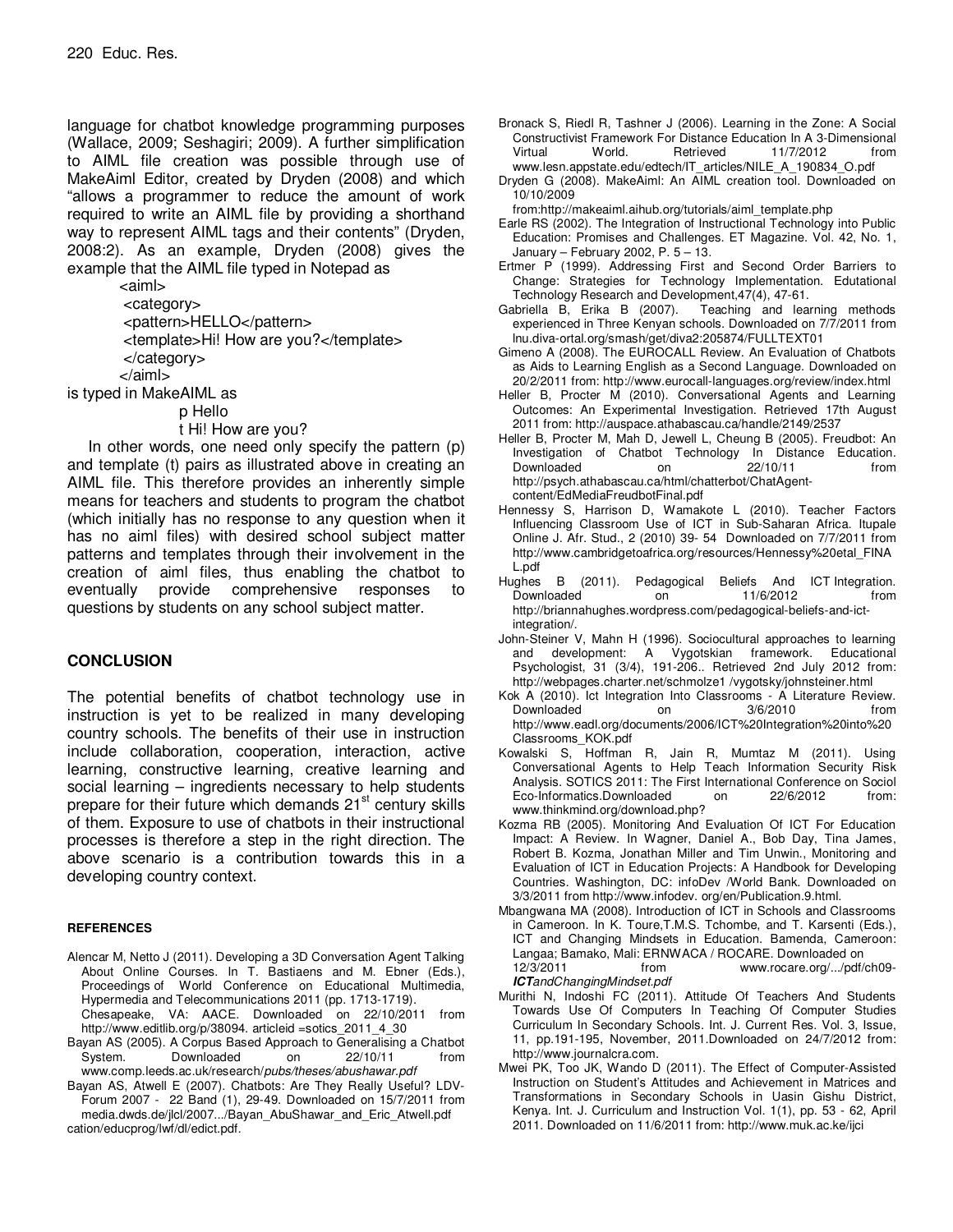language for chatbot knowledge programming purposes (Wallace, 2009; Seshagiri; 2009). A further simplification to AIML file creation was possible through use of MakeAiml Editor, created by Dryden (2008) and which "allows a programmer to reduce the amount of work required to write an AIML file by providing a shorthand way to represent AIML tags and their contents" (Dryden, 2008:2). As an example, Dryden (2008) gives the example that the AIML file typed in Notepad as

```
<aiml>
 <category>
 <pattern>HELLO</pattern>
 <template>Hi! How are you?</template>
 </category>
</aiml>
```

is typed in MakeAIML as

```
p Hello
t Hi! How are you?
```

In other words, one need only specify the pattern (p) and template (t) pairs as illustrated above in creating an AIML file. This therefore provides an inherently simple means for teachers and students to program the chatbot (which initially has no response to any question when it has no aiml files) with desired school subject matter patterns and templates through their involvement in the creation of aiml files, thus enabling the chatbot to eventually provide comprehensive responses to questions by students on any school subject matter.

## CONCLUSION

The potential benefits of chatbot technology use in instruction is yet to be realized in many developing country schools. The benefits of their use in instruction include collaboration, cooperation, interaction, active learning, constructive learning, creative learning and social learning – ingredients necessary to help students prepare for their future which demands 21st century skills of them. Exposure to use of chatbots in their instructional processes is therefore a step in the right direction. The above scenario is a contribution towards this in a developing country context.

### REFERENCES

Alencar M, Netto J (2011). Developing a 3D Conversation Agent Talking About Online Courses. In T. Bastiaens and M. Ebner (Eds.), Proceedings of World Conference on Educational Multimedia, Hypermedia and Telecommunications 2011 (pp. 1713-1719). Chesapeake, VA: AACE. Downloaded on 22/10/2011 from http://www.editlib.org/p/38094. articleid =sotics_2011_4_30

Bayan AS (2005). A Corpus Based Approach to Generalising a Chatbot System. Downloaded on 22/10/11 from www.comp.leeds.ac.uk/research/*pubs/theses/abushawar.pdf*

Bayan AS, Atwell E (2007). Chatbots: Are They Really Useful? LDV-Forum 2007 - 22 Band (1), 29-49. Downloaded on 15/7/2011 from media.dwds.de/jlcl/2007.../Bayan_AbuShawar_and_Eric_Atwell.pdf cation/educprog/lwf/dl/edict.pdf.

Bronack S, Riedl R, Tashner J (2006). Learning in the Zone: A Social Constructivist Framework For Distance Education In A 3-Dimensional Virtual World. Retrieved 11/7/2012 from www.lesn.appstate.edu/edtech/IT_articles/NILE_A_190834_O.pdf

Dryden G (2008). MakeAiml: An AIML creation tool. Downloaded on 10/10/2009 from:http://makeaiml.aihub.org/tutorials/aiml_template.php

Earle RS (2002). The Integration of Instructional Technology into Public Education: Promises and Challenges. ET Magazine. Vol. 42, No. 1, January – February 2002, P. 5 – 13.

Ertmer P (1999). Addressing First and Second Order Barriers to Change: Strategies for Technology Implementation. Edutational Technology Research and Development,47(4), 47-61.

Gabriella B, Erika B (2007). Teaching and learning methods experienced in Three Kenyan schools. Downloaded on 7/7/2011 from lnu.diva-ortal.org/smash/get/diva2:205874/FULLTEXT01

Gimeno A (2008). The EUROCALL Review. An Evaluation of Chatbots as Aids to Learning English as a Second Language. Downloaded on 20/2/2011 from: http://www.eurocall-languages.org/review/index.html

Heller B, Procter M (2010). Conversational Agents and Learning Outcomes: An Experimental Investigation. Retrieved 17th August 2011 from: http://auspace.athabascau.ca/handle/2149/2537

Heller B, Procter M, Mah D, Jewell L, Cheung B (2005). Freudbot: An Investigation of Chatbot Technology In Distance Education. Downloaded on 22/10/11 from http://psych.athabascau.ca/html/chatterbot/ChatAgent-content/EdMediaFreudbotFinal.pdf

Hennessy S, Harrison D, Wamakote L (2010). Teacher Factors Influencing Classroom Use of ICT in Sub-Saharan Africa. Itupale Online J. Afr. Stud., 2 (2010) 39- 54 Downloaded on 7/7/2011 from http://www.cambridgetoafrica.org/resources/Hennessy%20etal_FINAL.pdf

Hughes B (2011). Pedagogical Beliefs And ICT Integration. Downloaded on 11/6/2012 from http://briannahughes.wordpress.com/pedagogical-beliefs-and-ict-integration/.

John-Steiner V, Mahn H (1996). Sociocultural approaches to learning and development: A Vygotskian framework. Educational Psychologist, 31 (3/4), 191-206.. Retrieved 2nd July 2012 from: http://webpages.charter.net/schmolze1 /vygotsky/johnsteiner.html

Kok A (2010). Ict Integration Into Classrooms - A Literature Review. Downloaded on 3/6/2010 from http://www.eadl.org/documents/2006/ICT%20Integration%20into%20Classrooms_KOK.pdf

Kowalski S, Hoffman R, Jain R, Mumtaz M (2011). Using Conversational Agents to Help Teach Information Security Risk Analysis. SOTICS 2011: The First International Conference on Sociol Eco-Informatics.Downloaded on 22/6/2012 from: www.thinkmind.org/download.php?

Kozma RB (2005). Monitoring And Evaluation Of ICT For Education Impact: A Review. In Wagner, Daniel A., Bob Day, Tina James, Robert B. Kozma, Jonathan Miller and Tim Unwin., Monitoring and Evaluation of ICT in Education Projects: A Handbook for Developing Countries. Washington, DC: infoDev /World Bank. Downloaded on 3/3/2011 from http://www.infodev. org/en/Publication.9.html.

Mbangwana MA (2008). Introduction of ICT in Schools and Classrooms in Cameroon. In K. Toure,T.M.S. Tchombe, and T. Karsenti (Eds.), ICT and Changing Mindsets in Education. Bamenda, Cameroon: Langaa; Bamako, Mali: ERNWACA / ROCARE. Downloaded on 12/3/2011 from www.rocare.org/.../pdf/ch09-***ICT****andChangingMindset.pdf*

Murithi N, Indoshi FC (2011). Attitude Of Teachers And Students Towards Use Of Computers In Teaching Of Computer Studies Curriculum In Secondary Schools. Int. J. Current Res. Vol. 3, Issue, 11, pp.191-195, November, 2011.Downloaded on 24/7/2012 from: http://www.journalcra.com.

Mwei PK, Too JK, Wando D (2011). The Effect of Computer-Assisted Instruction on Student's Attitudes and Achievement in Matrices and Transformations in Secondary Schools in Uasin Gishu District, Kenya. Int. J. Curriculum and Instruction Vol. 1(1), pp. 53 - 62, April 2011. Downloaded on 11/6/2011 from: http://www.muk.ac.ke/ijci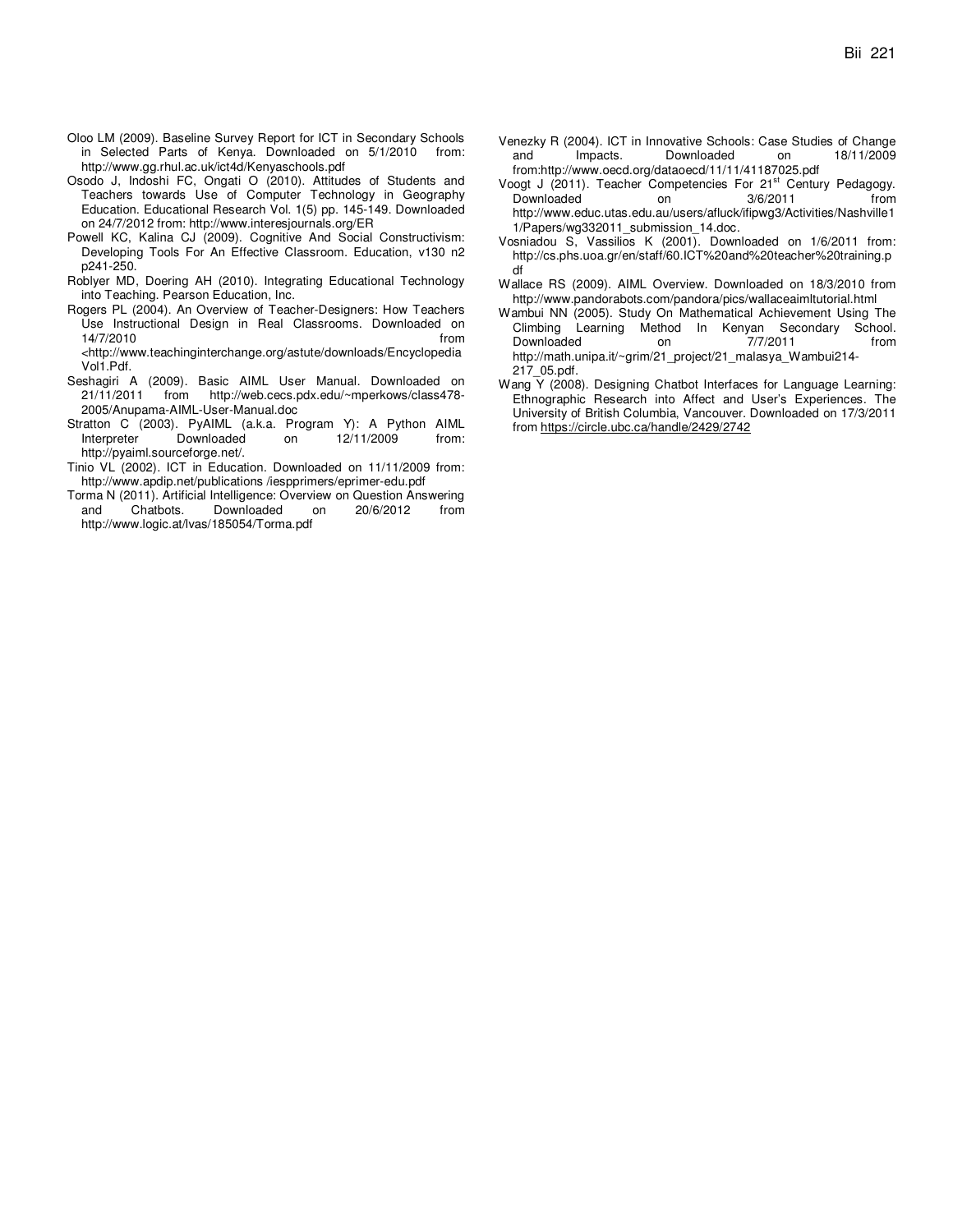Oloo LM (2009). Baseline Survey Report for ICT in Secondary Schools in Selected Parts of Kenya. Downloaded on 5/1/2010 from: http://www.gg.rhul.ac.uk/ict4d/Kenyaschools.pdf

Osodo J, Indoshi FC, Ongati O (2010). Attitudes of Students and Teachers towards Use of Computer Technology in Geography Education. Educational Research Vol. 1(5) pp. 145-149. Downloaded on 24/7/2012 from: http://www.interesjournals.org/ER

Powell KC, Kalina CJ (2009). Cognitive And Social Constructivism: Developing Tools For An Effective Classroom. Education, v130 n2 p241-250.

Roblyer MD, Doering AH (2010). Integrating Educational Technology into Teaching. Pearson Education, Inc.

Rogers PL (2004). An Overview of Teacher-Designers: How Teachers Use Instructional Design in Real Classrooms. Downloaded on 14/7/2010 from <http://www.teachinginterchange.org/astute/downloads/Encyclopedia Vol1.Pdf.

Seshagiri A (2009). Basic AIML User Manual. Downloaded on 21/11/2011 from http://web.cecs.pdx.edu/~mperkows/class478-2005/Anupama-AIML-User-Manual.doc

Stratton C (2003). PyAIML (a.k.a. Program Y): A Python AIML Interpreter Downloaded on 12/11/2009 from: http://pyaiml.sourceforge.net/.

Tinio VL (2002). ICT in Education. Downloaded on 11/11/2009 from: http://www.apdip.net/publications /iespprimers/eprimer-edu.pdf

Torma N (2011). Artificial Intelligence: Overview on Question Answering and Chatbots. Downloaded on 20/6/2012 from http://www.logic.at/lvas/185054/Torma.pdf

Venezky R (2004). ICT in Innovative Schools: Case Studies of Change and Impacts. Downloaded on 18/11/2009 from:http://www.oecd.org/dataoecd/11/11/41187025.pdf

Voogt J (2011). Teacher Competencies For 21st Century Pedagogy. Downloaded on 3/6/2011 from http://www.educ.utas.edu.au/users/afluck/ifipwg3/Activities/Nashville11/Papers/wg332011_submission_14.doc.

Vosniadou S, Vassilios K (2001). Downloaded on 1/6/2011 from: http://cs.phs.uoa.gr/en/staff/60.ICT%20and%20teacher%20training.pdf

Wallace RS (2009). AIML Overview. Downloaded on 18/3/2010 from http://www.pandorabots.com/pandora/pics/wallaceaimltutorial.html

Wambui NN (2005). Study On Mathematical Achievement Using The Climbing Learning Method In Kenyan Secondary School. Downloaded on 7/7/2011 from http://math.unipa.it/~grim/21_project/21_malasya_Wambui214-217_05.pdf.

Wang Y (2008). Designing Chatbot Interfaces for Language Learning: Ethnographic Research into Affect and User's Experiences. The University of British Columbia, Vancouver. Downloaded on 17/3/2011 from https://circle.ubc.ca/handle/2429/2742